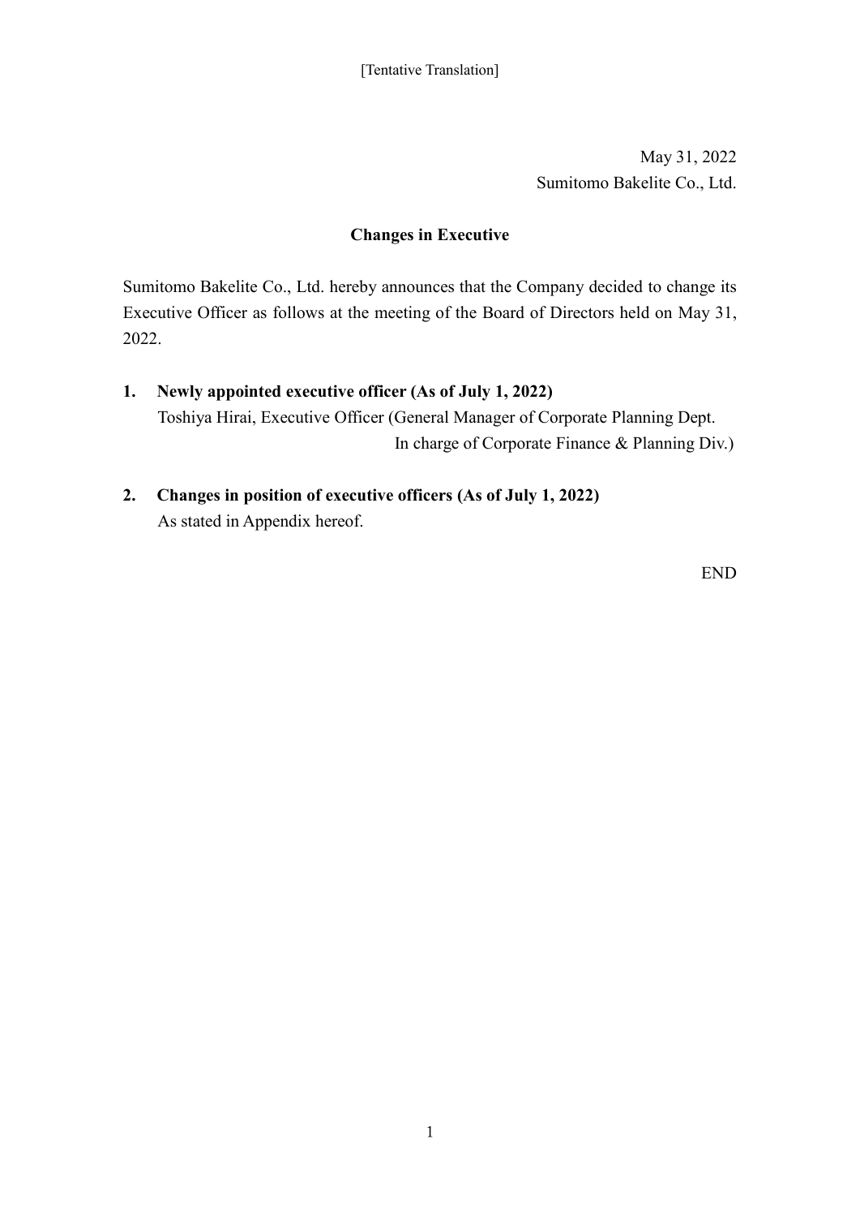[Tentative Translation]

May 31, 2022
Sumitomo Bakelite Co., Ltd.

## Changes in Executive

Sumitomo Bakelite Co., Ltd. hereby announces that the Company decided to change its Executive Officer as follows at the meeting of the Board of Directors held on May 31, 2022.

**1. Newly appointed executive officer (As of July 1, 2022)**

Toshiya Hirai, Executive Officer (General Manager of Corporate Planning Dept.
In charge of Corporate Finance & Planning Div.)

**2. Changes in position of executive officers (As of July 1, 2022)**

As stated in Appendix hereof.

END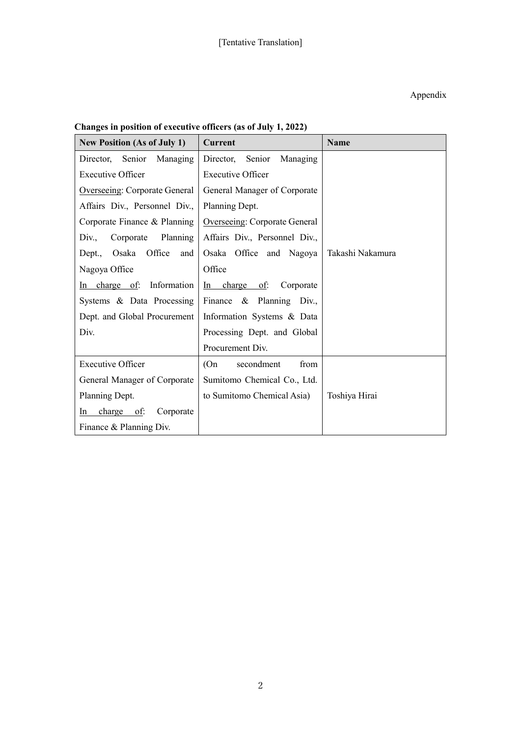[Tentative Translation]

Appendix

**Changes in position of executive officers (as of July 1, 2022)**

| New Position (As of July 1) | Current | Name |
|---|---|---|
| Director, Senior Managing Executive Officer<br>Overseeing: Corporate General Affairs Div., Personnel Div., Corporate Finance & Planning Div., Corporate Planning Dept., Osaka Office and Nagoya Office<br>In charge of: Information Systems & Data Processing Dept. and Global Procurement Div. | Director, Senior Managing Executive Officer<br>General Manager of Corporate Planning Dept.<br>Overseeing: Corporate General Affairs Div., Personnel Div., Osaka Office and Nagoya Office<br>In charge of: Corporate Finance & Planning Div., Information Systems & Data Processing Dept. and Global Procurement Div. | Takashi Nakamura |
| Executive Officer<br>General Manager of Corporate Planning Dept.<br>In charge of: Corporate Finance & Planning Div. | (On secondment from Sumitomo Chemical Co., Ltd. to Sumitomo Chemical Asia) | Toshiya Hirai |